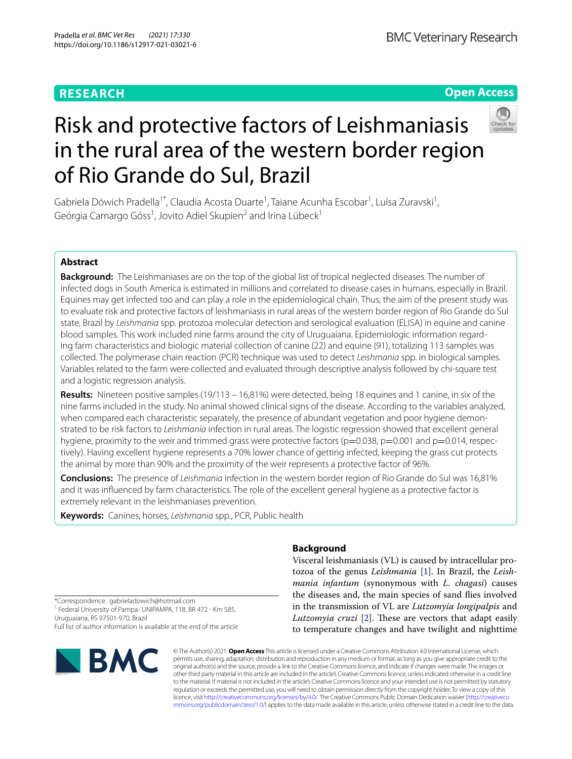**RESEARCH** **Open Access**

# Risk and protective factors of Leishmaniasis in the rural area of the western border region of Rio Grande do Sul, Brazil

Gabriela Döwich Pradella[1*], Claudia Acosta Duarte[1], Taiane Acunha Escobar[1], Luísa Zuravski[1], Geórgia Camargo Góss[1], Jovito Adiel Skupien[2] and Irina Lübeck[1]

## Abstract

**Background:** The Leishmaniases are on the top of the global list of tropical neglected diseases. The number of infected dogs in South America is estimated in millions and correlated to disease cases in humans, especially in Brazil. Equines may get infected too and can play a role in the epidemiological chain. Thus, the aim of the present study was to evaluate risk and protective factors of leishmaniasis in rural areas of the western border region of Rio Grande do Sul state, Brazil by *Leishmania* spp. protozoa molecular detection and serological evaluation (ELISA) in equine and canine blood samples. This work included nine farms around the city of Uruguaiana. Epidemiologic information regarding farm characteristics and biologic material collection of canine (22) and equine (91), totalizing 113 samples was collected. The polymerase chain reaction (PCR) technique was used to detect *Leishmania* spp. in biological samples. Variables related to the farm were collected and evaluated through descriptive analysis followed by chi-square test and a logistic regression analysis.

**Results:** Nineteen positive samples (19/113 – 16,81%) were detected, being 18 equines and 1 canine, in six of the nine farms included in the study. No animal showed clinical signs of the disease. According to the variables analyzed, when compared each characteristic separately, the presence of abundant vegetation and poor hygiene demonstrated to be risk factors to *Leishmania* infection in rural areas. The logistic regression showed that excellent general hygiene, proximity to the weir and trimmed grass were protective factors ($p=0.038$, $p=0.001$ and $p=0.014$, respectively). Having excellent hygiene represents a 70% lower chance of getting infected, keeping the grass cut protects the animal by more than 90% and the proximity of the weir represents a protective factor of 96%.

**Conclusions:** The presence of *Leishmania* infection in the western border region of Rio Grande do Sul was 16,81% and it was influenced by farm characteristics. The role of the excellent general hygiene as a protective factor is extremely relevant in the leishmaniases prevention.

**Keywords:** Canines, horses, *Leishmania* spp., PCR, Public health

## Background

Visceral leishmaniasis (VL) is caused by intracellular protozoa of the genus *Leishmania* [1]. In Brazil, the *Leishmania infantum* (synonymous with *L. chagasi*) causes the diseases and, the main species of sand flies involved in the transmission of VL are *Lutzomyia longipalpis* and *Lutzomyia cruzi* [2]. These are vectors that adapt easily to temperature changes and have twilight and nighttime

*Correspondence: gabrieladowich@hotmail.com
[1] Federal University of Pampa- UNIPAMPA, 118, BR 472 - Km 585, Uruguaiana, RS 97501-970, Brazil
Full list of author information is available at the end of the article

© The Author(s) 2021. **Open Access** This article is licensed under a Creative Commons Attribution 4.0 International License, which permits use, sharing, adaptation, distribution and reproduction in any medium or format, as long as you give appropriate credit to the original author(s) and the source, provide a link to the Creative Commons licence, and indicate if changes were made. The images or other third party material in this article are included in the article's Creative Commons licence, unless indicated otherwise in a credit line to the material. If material is not included in the article's Creative Commons licence and your intended use is not permitted by statutory regulation or exceeds the permitted use, you will need to obtain permission directly from the copyright holder. To view a copy of this licence, visit http://creativecommons.org/licenses/by/4.0/. The Creative Commons Public Domain Dedication waiver (http://creativecommons.org/publicdomain/zero/1.0/) applies to the data made available in this article, unless otherwise stated in a credit line to the data.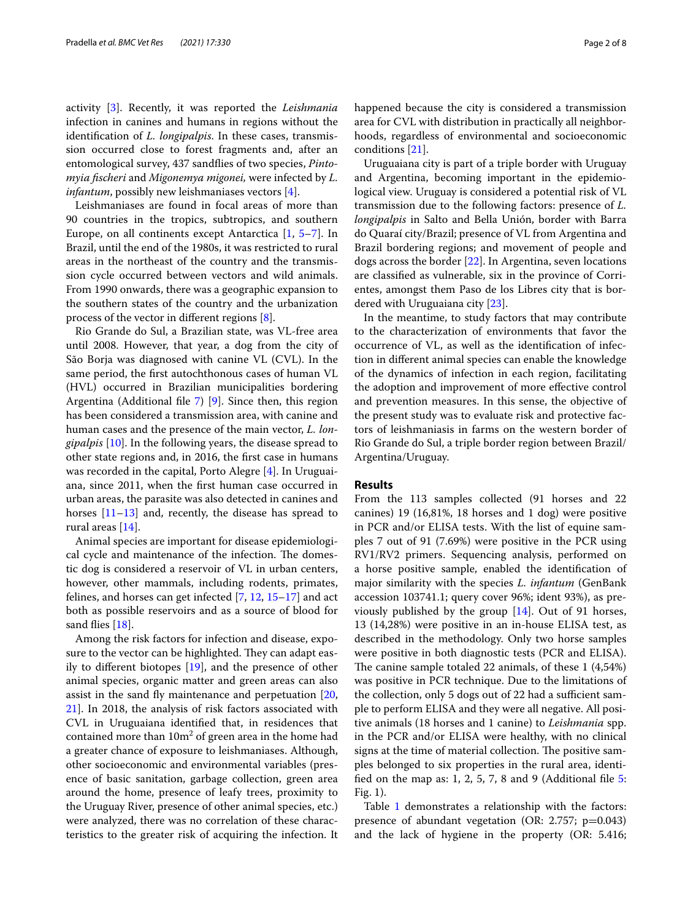activity [3]. Recently, it was reported the *Leishmania* infection in canines and humans in regions without the identification of *L. longipalpis*. In these cases, transmission occurred close to forest fragments and, after an entomological survey, 437 sandflies of two species, *Pintomyia fischeri* and *Migonemya migonei,* were infected by *L. infantum*, possibly new leishmaniases vectors [4].

Leishmaniases are found in focal areas of more than 90 countries in the tropics, subtropics, and southern Europe, on all continents except Antarctica [1, 5–7]. In Brazil, until the end of the 1980s, it was restricted to rural areas in the northeast of the country and the transmission cycle occurred between vectors and wild animals. From 1990 onwards, there was a geographic expansion to the southern states of the country and the urbanization process of the vector in different regions [8].

Rio Grande do Sul, a Brazilian state, was VL-free area until 2008. However, that year, a dog from the city of São Borja was diagnosed with canine VL (CVL). In the same period, the first autochthonous cases of human VL (HVL) occurred in Brazilian municipalities bordering Argentina (Additional file 7) [9]. Since then, this region has been considered a transmission area, with canine and human cases and the presence of the main vector, *L. longipalpis* [10]. In the following years, the disease spread to other state regions and, in 2016, the first case in humans was recorded in the capital, Porto Alegre [4]. In Uruguaiana, since 2011, when the first human case occurred in urban areas, the parasite was also detected in canines and horses [11–13] and, recently, the disease has spread to rural areas [14].

Animal species are important for disease epidemiological cycle and maintenance of the infection. The domestic dog is considered a reservoir of VL in urban centers, however, other mammals, including rodents, primates, felines, and horses can get infected [7, 12, 15–17] and act both as possible reservoirs and as a source of blood for sand flies [18].

Among the risk factors for infection and disease, exposure to the vector can be highlighted. They can adapt easily to different biotopes [19], and the presence of other animal species, organic matter and green areas can also assist in the sand fly maintenance and perpetuation [20, 21]. In 2018, the analysis of risk factors associated with CVL in Uruguaiana identified that, in residences that contained more than 10m$^2$ of green area in the home had a greater chance of exposure to leishmaniases. Although, other socioeconomic and environmental variables (presence of basic sanitation, garbage collection, green area around the home, presence of leafy trees, proximity to the Uruguay River, presence of other animal species, etc.) were analyzed, there was no correlation of these characteristics to the greater risk of acquiring the infection. It happened because the city is considered a transmission area for CVL with distribution in practically all neighborhoods, regardless of environmental and socioeconomic conditions [21].

Uruguaiana city is part of a triple border with Uruguay and Argentina, becoming important in the epidemiological view. Uruguay is considered a potential risk of VL transmission due to the following factors: presence of *L. longipalpis* in Salto and Bella Unión, border with Barra do Quaraí city/Brazil; presence of VL from Argentina and Brazil bordering regions; and movement of people and dogs across the border [22]. In Argentina, seven locations are classified as vulnerable, six in the province of Corrientes, amongst them Paso de los Libres city that is bordered with Uruguaiana city [23].

In the meantime, to study factors that may contribute to the characterization of environments that favor the occurrence of VL, as well as the identification of infection in different animal species can enable the knowledge of the dynamics of infection in each region, facilitating the adoption and improvement of more effective control and prevention measures. In this sense, the objective of the present study was to evaluate risk and protective factors of leishmaniasis in farms on the western border of Rio Grande do Sul, a triple border region between Brazil/Argentina/Uruguay.

## Results

From the 113 samples collected (91 horses and 22 canines) 19 (16,81%, 18 horses and 1 dog) were positive in PCR and/or ELISA tests. With the list of equine samples 7 out of 91 (7.69%) were positive in the PCR using RV1/RV2 primers. Sequencing analysis, performed on a horse positive sample, enabled the identification of major similarity with the species *L. infantum* (GenBank accession 103741.1; query cover 96%; ident 93%), as previously published by the group [14]. Out of 91 horses, 13 (14,28%) were positive in an in-house ELISA test, as described in the methodology. Only two horse samples were positive in both diagnostic tests (PCR and ELISA). The canine sample totaled 22 animals, of these 1 (4,54%) was positive in PCR technique. Due to the limitations of the collection, only 5 dogs out of 22 had a sufficient sample to perform ELISA and they were all negative. All positive animals (18 horses and 1 canine) to *Leishmania* spp. in the PCR and/or ELISA were healthy, with no clinical signs at the time of material collection. The positive samples belonged to six properties in the rural area, identified on the map as: 1, 2, 5, 7, 8 and 9 (Additional file 5: Fig. 1).

Table 1 demonstrates a relationship with the factors: presence of abundant vegetation (OR: 2.757; p=0.043) and the lack of hygiene in the property (OR: 5.416;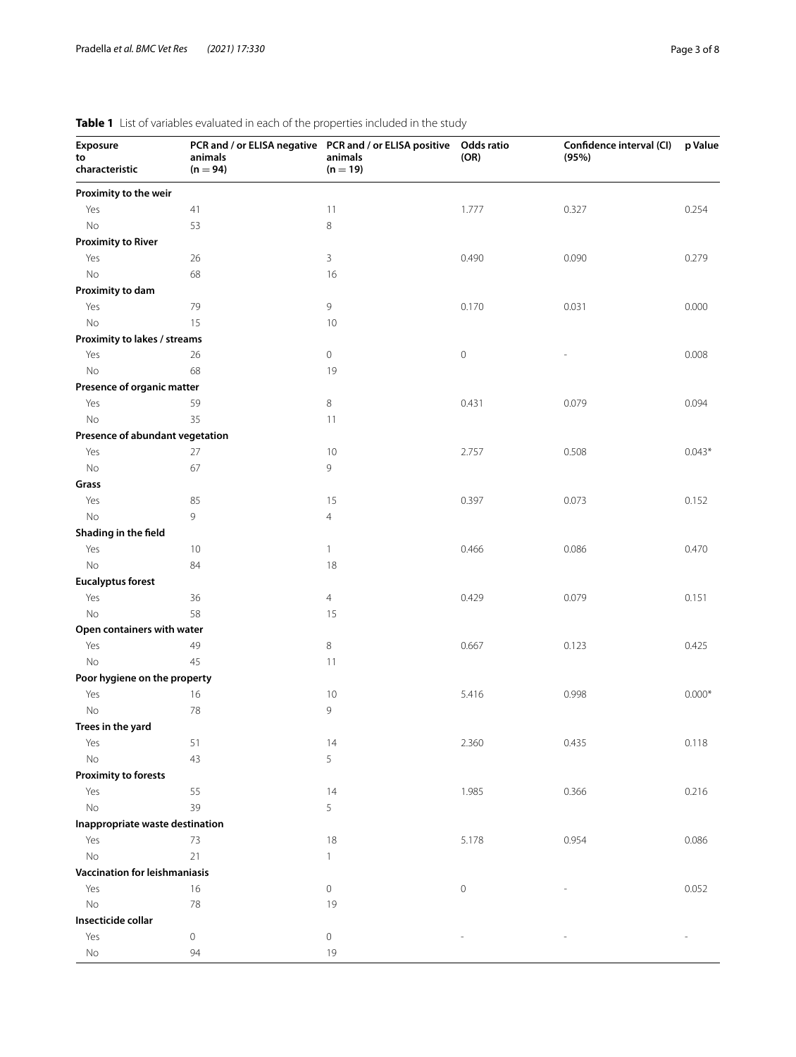**Table 1** List of variables evaluated in each of the properties included in the study

| Exposure to characteristic | PCR and / or ELISA negative animals (n = 94) | PCR and / or ELISA positive animals (n = 19) | Odds ratio (OR) | Confidence interval (CI) (95%) | p Value |
|---|---|---|---|---|---|
| **Proximity to the weir** | | | | | |
| Yes | 41 | 11 | 1.777 | 0.327 | 0.254 |
| No | 53 | 8 | | | |
| **Proximity to River** | | | | | |
| Yes | 26 | 3 | 0.490 | 0.090 | 0.279 |
| No | 68 | 16 | | | |
| **Proximity to dam** | | | | | |
| Yes | 79 | 9 | 0.170 | 0.031 | 0.000 |
| No | 15 | 10 | | | |
| **Proximity to lakes / streams** | | | | | |
| Yes | 26 | 0 | 0 | - | 0.008 |
| No | 68 | 19 | | | |
| **Presence of organic matter** | | | | | |
| Yes | 59 | 8 | 0.431 | 0.079 | 0.094 |
| No | 35 | 11 | | | |
| **Presence of abundant vegetation** | | | | | |
| Yes | 27 | 10 | 2.757 | 0.508 | 0.043* |
| No | 67 | 9 | | | |
| **Grass** | | | | | |
| Yes | 85 | 15 | 0.397 | 0.073 | 0.152 |
| No | 9 | 4 | | | |
| **Shading in the field** | | | | | |
| Yes | 10 | 1 | 0.466 | 0.086 | 0.470 |
| No | 84 | 18 | | | |
| **Eucalyptus forest** | | | | | |
| Yes | 36 | 4 | 0.429 | 0.079 | 0.151 |
| No | 58 | 15 | | | |
| **Open containers with water** | | | | | |
| Yes | 49 | 8 | 0.667 | 0.123 | 0.425 |
| No | 45 | 11 | | | |
| **Poor hygiene on the property** | | | | | |
| Yes | 16 | 10 | 5.416 | 0.998 | 0.000* |
| No | 78 | 9 | | | |
| **Trees in the yard** | | | | | |
| Yes | 51 | 14 | 2.360 | 0.435 | 0.118 |
| No | 43 | 5 | | | |
| **Proximity to forests** | | | | | |
| Yes | 55 | 14 | 1.985 | 0.366 | 0.216 |
| No | 39 | 5 | | | |
| **Inappropriate waste destination** | | | | | |
| Yes | 73 | 18 | 5.178 | 0.954 | 0.086 |
| No | 21 | 1 | | | |
| **Vaccination for leishmaniasis** | | | | | |
| Yes | 16 | 0 | 0 | - | 0.052 |
| No | 78 | 19 | | | |
| **Insecticide collar** | | | | | |
| Yes | 0 | 0 | - | - | - |
| No | 94 | 19 | | | |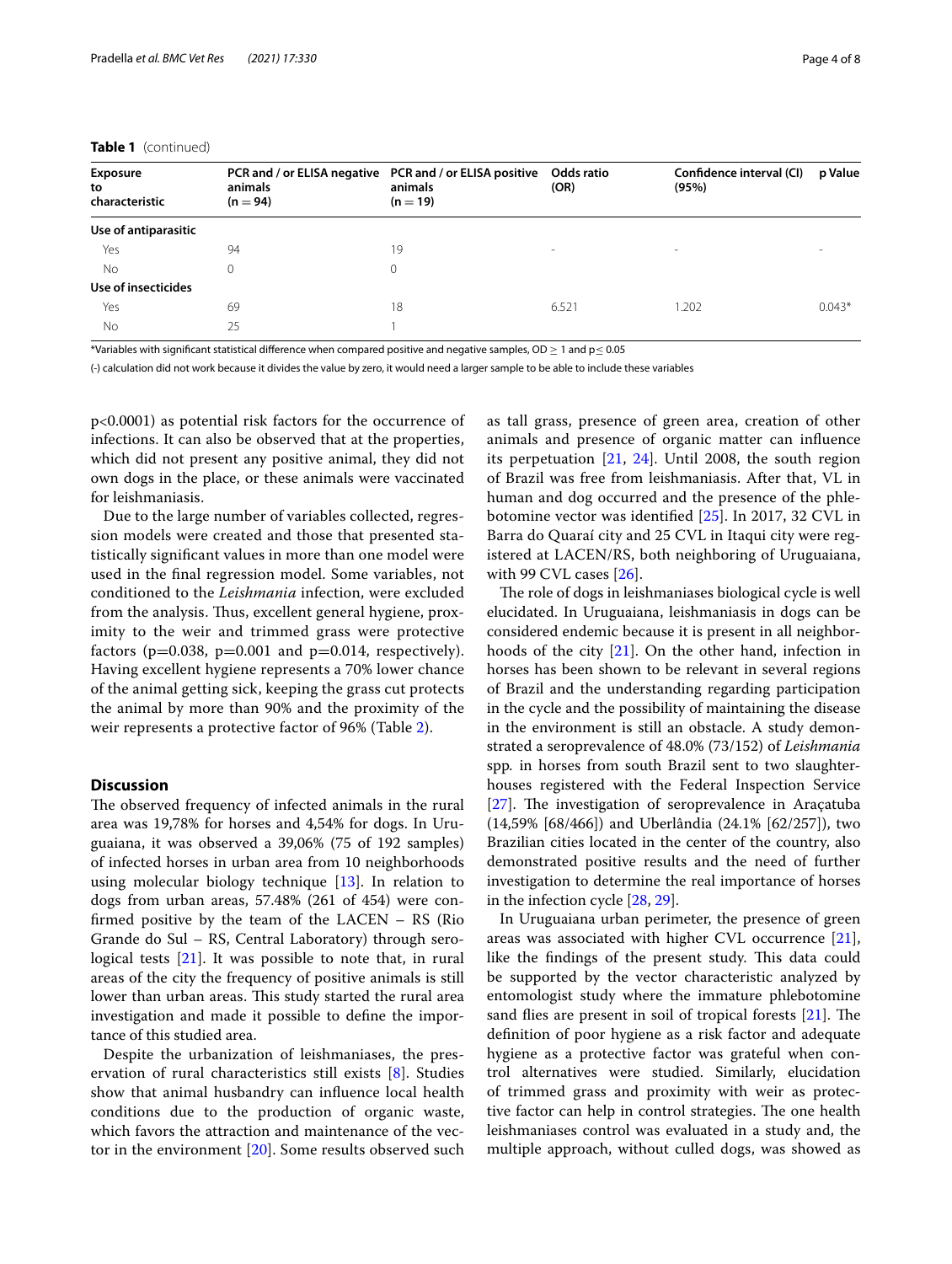**Table 1** (continued)

| Exposure to characteristic | PCR and / or ELISA negative animals (n = 94) | PCR and / or ELISA positive animals (n = 19) | Odds ratio (OR) | Confidence interval (CI) (95%) | p Value |
|---|---|---|---|---|---|
| **Use of antiparasitic** | | | | | |
| Yes | 94 | 19 | - | - | - |
| No | 0 | 0 | | | |
| **Use of insecticides** | | | | | |
| Yes | 69 | 18 | 6.521 | 1.202 | 0.043* |
| No | 25 | 1 | | | |

*Variables with significant statistical difference when compared positive and negative samples, OD ≥ 1 and p ≤ 0.05

(-) calculation did not work because it divides the value by zero, it would need a larger sample to be able to include these variables

p<0.0001) as potential risk factors for the occurrence of infections. It can also be observed that at the properties, which did not present any positive animal, they did not own dogs in the place, or these animals were vaccinated for leishmaniasis.

Due to the large number of variables collected, regression models were created and those that presented statistically significant values in more than one model were used in the final regression model. Some variables, not conditioned to the *Leishmania* infection, were excluded from the analysis. Thus, excellent general hygiene, proximity to the weir and trimmed grass were protective factors (p=0.038, p=0.001 and p=0.014, respectively). Having excellent hygiene represents a 70% lower chance of the animal getting sick, keeping the grass cut protects the animal by more than 90% and the proximity of the weir represents a protective factor of 96% (Table 2).

## Discussion

The observed frequency of infected animals in the rural area was 19,78% for horses and 4,54% for dogs. In Uruguaiana, it was observed a 39,06% (75 of 192 samples) of infected horses in urban area from 10 neighborhoods using molecular biology technique [13]. In relation to dogs from urban areas, 57.48% (261 of 454) were confirmed positive by the team of the LACEN – RS (Rio Grande do Sul – RS, Central Laboratory) through serological tests [21]. It was possible to note that, in rural areas of the city the frequency of positive animals is still lower than urban areas. This study started the rural area investigation and made it possible to define the importance of this studied area.

Despite the urbanization of leishmaniases, the preservation of rural characteristics still exists [8]. Studies show that animal husbandry can influence local health conditions due to the production of organic waste, which favors the attraction and maintenance of the vector in the environment [20]. Some results observed such as tall grass, presence of green area, creation of other animals and presence of organic matter can influence its perpetuation [21, 24]. Until 2008, the south region of Brazil was free from leishmaniasis. After that, VL in human and dog occurred and the presence of the phlebotomine vector was identified [25]. In 2017, 32 CVL in Barra do Quaraí city and 25 CVL in Itaqui city were registered at LACEN/RS, both neighboring of Uruguaiana, with 99 CVL cases [26].

The role of dogs in leishmaniases biological cycle is well elucidated. In Uruguaiana, leishmaniasis in dogs can be considered endemic because it is present in all neighborhoods of the city [21]. On the other hand, infection in horses has been shown to be relevant in several regions of Brazil and the understanding regarding participation in the cycle and the possibility of maintaining the disease in the environment is still an obstacle. A study demonstrated a seroprevalence of 48.0% (73/152) of *Leishmania* spp. in horses from south Brazil sent to two slaughterhouses registered with the Federal Inspection Service [27]. The investigation of seroprevalence in Araçatuba (14,59% [68/466]) and Uberlândia (24.1% [62/257]), two Brazilian cities located in the center of the country, also demonstrated positive results and the need of further investigation to determine the real importance of horses in the infection cycle [28, 29].

In Uruguaiana urban perimeter, the presence of green areas was associated with higher CVL occurrence [21], like the findings of the present study. This data could be supported by the vector characteristic analyzed by entomologist study where the immature phlebotomine sand flies are present in soil of tropical forests [21]. The definition of poor hygiene as a risk factor and adequate hygiene as a protective factor was grateful when control alternatives were studied. Similarly, elucidation of trimmed grass and proximity with weir as protective factor can help in control strategies. The one health leishmaniases control was evaluated in a study and, the multiple approach, without culled dogs, was showed as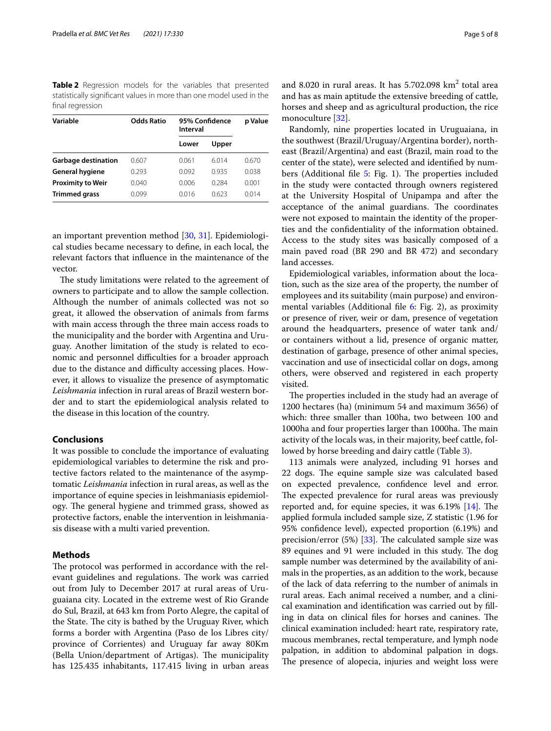**Table 2** Regression models for the variables that presented statistically significant values in more than one model used in the final regression

| Variable | Odds Ratio | 95% Confidence Interval | | p Value |
|---|---|---|---|---|
| | | Lower | Upper | |
| **Garbage destination** | 0.607 | 0.061 | 6.014 | 0.670 |
| **General hygiene** | 0.293 | 0.092 | 0.935 | 0.038 |
| **Proximity to Weir** | 0.040 | 0.006 | 0.284 | 0.001 |
| **Trimmed grass** | 0.099 | 0.016 | 0.623 | 0.014 |

an important prevention method [30, 31]. Epidemiological studies became necessary to define, in each local, the relevant factors that influence in the maintenance of the vector.

The study limitations were related to the agreement of owners to participate and to allow the sample collection. Although the number of animals collected was not so great, it allowed the observation of animals from farms with main access through the three main access roads to the municipality and the border with Argentina and Uruguay. Another limitation of the study is related to economic and personnel difficulties for a broader approach due to the distance and difficulty accessing places. However, it allows to visualize the presence of asymptomatic *Leishmania* infection in rural areas of Brazil western border and to start the epidemiological analysis related to the disease in this location of the country.

## Conclusions

It was possible to conclude the importance of evaluating epidemiological variables to determine the risk and protective factors related to the maintenance of the asymptomatic *Leishmania* infection in rural areas, as well as the importance of equine species in leishmaniasis epidemiology. The general hygiene and trimmed grass, showed as protective factors, enable the intervention in leishmaniasis disease with a multi varied prevention.

## Methods

The protocol was performed in accordance with the relevant guidelines and regulations. The work was carried out from July to December 2017 at rural areas of Uruguaiana city. Located in the extreme west of Rio Grande do Sul, Brazil, at 643 km from Porto Alegre, the capital of the State. The city is bathed by the Uruguay River, which forms a border with Argentina (Paso de los Libres city/province of Corrientes) and Uruguay far away 80Km (Bella Union/department of Artigas). The municipality has 125.435 inhabitants, 117.415 living in urban areas and 8.020 in rural areas. It has 5.702.098 $km^2$ total area and has as main aptitude the extensive breeding of cattle, horses and sheep and as agricultural production, the rice monoculture [32].

Randomly, nine properties located in Uruguaiana, in the southwest (Brazil/Uruguay/Argentina border), northeast (Brazil/Argentina) and east (Brazil, main road to the center of the state), were selected and identified by numbers (Additional file 5: Fig. 1). The properties included in the study were contacted through owners registered at the University Hospital of Unipampa and after the acceptance of the animal guardians. The coordinates were not exposed to maintain the identity of the properties and the confidentiality of the information obtained. Access to the study sites was basically composed of a main paved road (BR 290 and BR 472) and secondary land accesses.

Epidemiological variables, information about the location, such as the size area of the property, the number of employees and its suitability (main purpose) and environmental variables (Additional file 6: Fig. 2), as proximity or presence of river, weir or dam, presence of vegetation around the headquarters, presence of water tank and/or containers without a lid, presence of organic matter, destination of garbage, presence of other animal species, vaccination and use of insecticidal collar on dogs, among others, were observed and registered in each property visited.

The properties included in the study had an average of 1200 hectares (ha) (minimum 54 and maximum 3656) of which: three smaller than 100ha, two between 100 and 1000ha and four properties larger than 1000ha. The main activity of the locals was, in their majority, beef cattle, followed by horse breeding and dairy cattle (Table 3).

113 animals were analyzed, including 91 horses and 22 dogs. The equine sample size was calculated based on expected prevalence, confidence level and error. The expected prevalence for rural areas was previously reported and, for equine species, it was 6.19% [14]. The applied formula included sample size, Z statistic (1.96 for 95% confidence level), expected proportion (6.19%) and precision/error (5%) [33]. The calculated sample size was 89 equines and 91 were included in this study. The dog sample number was determined by the availability of animals in the properties, as an addition to the work, because of the lack of data referring to the number of animals in rural areas. Each animal received a number, and a clinical examination and identification was carried out by filling in data on clinical files for horses and canines. The clinical examination included: heart rate, respiratory rate, mucous membranes, rectal temperature, and lymph node palpation, in addition to abdominal palpation in dogs. The presence of alopecia, injuries and weight loss were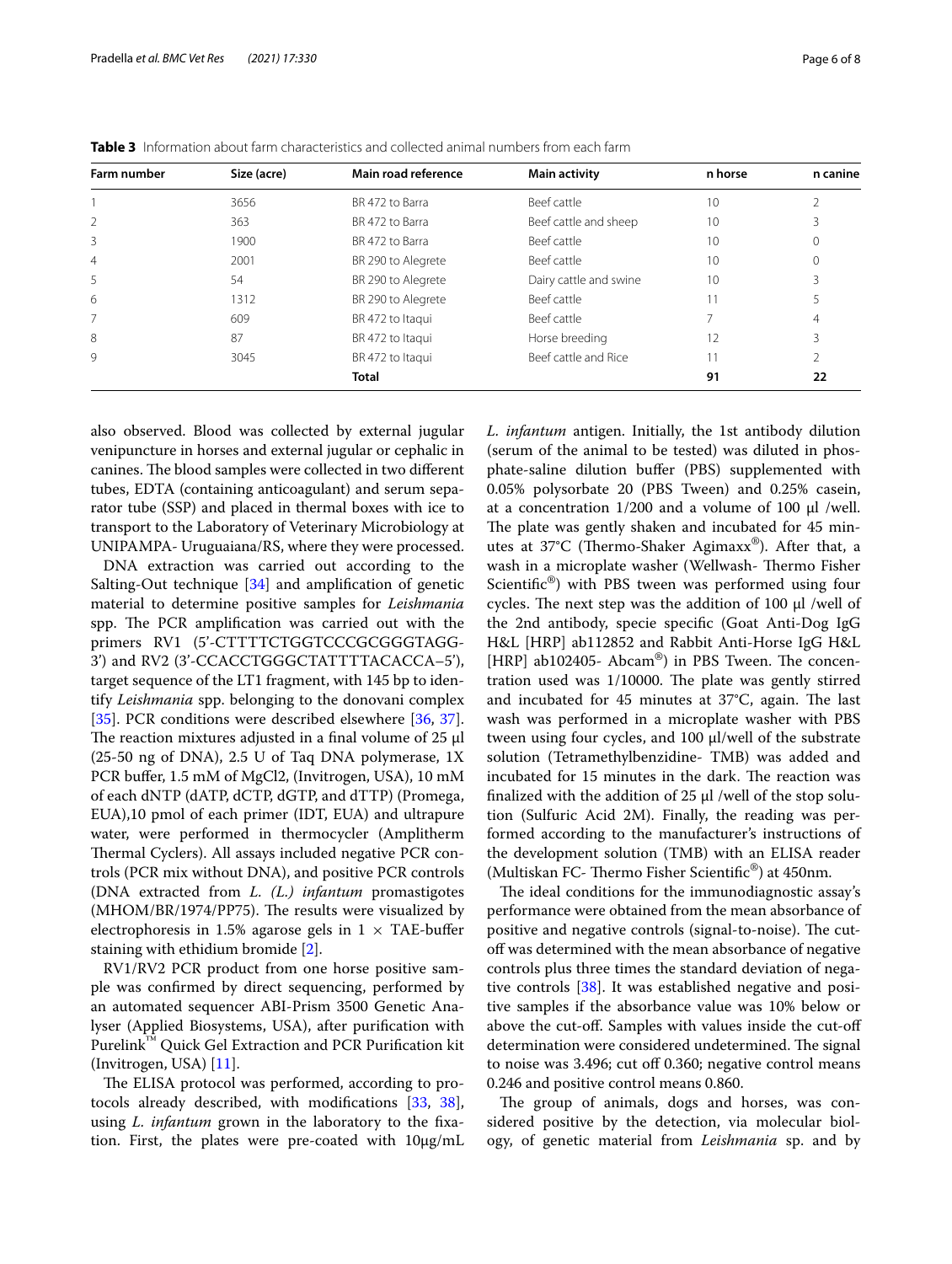**Table 3** Information about farm characteristics and collected animal numbers from each farm

| Farm number | Size (acre) | Main road reference | Main activity | n horse | n canine |
|---|---|---|---|---|---|
| 1 | 3656 | BR 472 to Barra | Beef cattle | 10 | 2 |
| 2 | 363 | BR 472 to Barra | Beef cattle and sheep | 10 | 3 |
| 3 | 1900 | BR 472 to Barra | Beef cattle | 10 | 0 |
| 4 | 2001 | BR 290 to Alegrete | Beef cattle | 10 | 0 |
| 5 | 54 | BR 290 to Alegrete | Dairy cattle and swine | 10 | 3 |
| 6 | 1312 | BR 290 to Alegrete | Beef cattle | 11 | 5 |
| 7 | 609 | BR 472 to Itaqui | Beef cattle | 7 | 4 |
| 8 | 87 | BR 472 to Itaqui | Horse breeding | 12 | 3 |
| 9 | 3045 | BR 472 to Itaqui | Beef cattle and Rice | 11 | 2 |
| | | **Total** | | **91** | **22** |

also observed. Blood was collected by external jugular venipuncture in horses and external jugular or cephalic in canines. The blood samples were collected in two different tubes, EDTA (containing anticoagulant) and serum separator tube (SSP) and placed in thermal boxes with ice to transport to the Laboratory of Veterinary Microbiology at UNIPAMPA- Uruguaiana/RS, where they were processed.

DNA extraction was carried out according to the Salting-Out technique [34] and amplification of genetic material to determine positive samples for *Leishmania* spp. The PCR amplification was carried out with the primers RV1 (5'-CTTTTCTGGTCCCGCGGGTAGG-3') and RV2 (3'-CCACCTGGGCTATTTTACACCA–5'), target sequence of the LT1 fragment, with 145 bp to identify *Leishmania* spp. belonging to the donovani complex [35]. PCR conditions were described elsewhere [36, 37]. The reaction mixtures adjusted in a final volume of 25 µl (25-50 ng of DNA), 2.5 U of Taq DNA polymerase, 1X PCR buffer, 1.5 mM of MgCl2, (Invitrogen, USA), 10 mM of each dNTP (dATP, dCTP, dGTP, and dTTP) (Promega, EUA),10 pmol of each primer (IDT, EUA) and ultrapure water, were performed in thermocycler (Amplitherm Thermal Cyclers). All assays included negative PCR controls (PCR mix without DNA), and positive PCR controls (DNA extracted from *L. (L.) infantum* promastigotes (MHOM/BR/1974/PP75). The results were visualized by electrophoresis in 1.5% agarose gels in 1 × TAE-buffer staining with ethidium bromide [2].

RV1/RV2 PCR product from one horse positive sample was confirmed by direct sequencing, performed by an automated sequencer ABI-Prism 3500 Genetic Analyser (Applied Biosystems, USA), after purification with Purelink™ Quick Gel Extraction and PCR Purification kit (Invitrogen, USA) [11].

The ELISA protocol was performed, according to protocols already described, with modifications [33, 38], using *L. infantum* grown in the laboratory to the fixation. First, the plates were pre-coated with 10µg/mL *L. infantum* antigen. Initially, the 1st antibody dilution (serum of the animal to be tested) was diluted in phosphate-saline dilution buffer (PBS) supplemented with 0.05% polysorbate 20 (PBS Tween) and 0.25% casein, at a concentration 1/200 and a volume of 100 µl /well. The plate was gently shaken and incubated for 45 minutes at 37°C (Thermo-Shaker Agimaxx®). After that, a wash in a microplate washer (Wellwash- Thermo Fisher Scientific®) with PBS tween was performed using four cycles. The next step was the addition of 100 µl /well of the 2nd antibody, specie specific (Goat Anti-Dog IgG H&L [HRP] ab112852 and Rabbit Anti-Horse IgG H&L [HRP] ab102405- Abcam®) in PBS Tween. The concentration used was 1/10000. The plate was gently stirred and incubated for 45 minutes at 37°C, again. The last wash was performed in a microplate washer with PBS tween using four cycles, and 100 µl/well of the substrate solution (Tetramethylbenzidine- TMB) was added and incubated for 15 minutes in the dark. The reaction was finalized with the addition of 25 µl /well of the stop solution (Sulfuric Acid 2M). Finally, the reading was performed according to the manufacturer's instructions of the development solution (TMB) with an ELISA reader (Multiskan FC- Thermo Fisher Scientific®) at 450nm.

The ideal conditions for the immunodiagnostic assay's performance were obtained from the mean absorbance of positive and negative controls (signal-to-noise). The cut-off was determined with the mean absorbance of negative controls plus three times the standard deviation of negative controls [38]. It was established negative and positive samples if the absorbance value was 10% below or above the cut-off. Samples with values inside the cut-off determination were considered undetermined. The signal to noise was 3.496; cut off 0.360; negative control means 0.246 and positive control means 0.860.

The group of animals, dogs and horses, was considered positive by the detection, via molecular biology, of genetic material from *Leishmania* sp. and by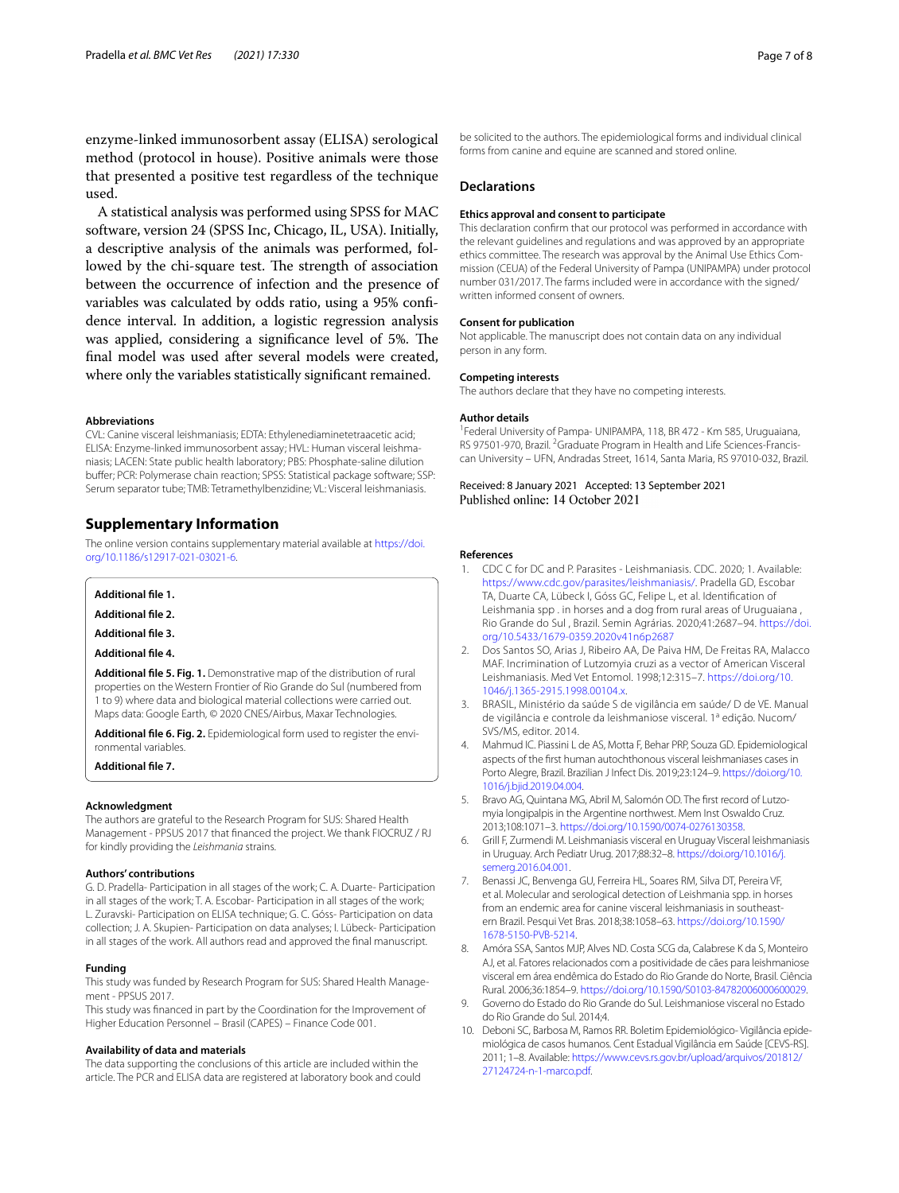enzyme-linked immunosorbent assay (ELISA) serological method (protocol in house). Positive animals were those that presented a positive test regardless of the technique used.

A statistical analysis was performed using SPSS for MAC software, version 24 (SPSS Inc, Chicago, IL, USA). Initially, a descriptive analysis of the animals was performed, followed by the chi-square test. The strength of association between the occurrence of infection and the presence of variables was calculated by odds ratio, using a 95% confidence interval. In addition, a logistic regression analysis was applied, considering a significance level of 5%. The final model was used after several models were created, where only the variables statistically significant remained.

#### Abbreviations

CVL: Canine visceral leishmaniasis; EDTA: Ethylenediaminetetraacetic acid; ELISA: Enzyme-linked immunosorbent assay; HVL: Human visceral leishmaniasis; LACEN: State public health laboratory; PBS: Phosphate-saline dilution buffer; PCR: Polymerase chain reaction; SPSS: Statistical package software; SSP: Serum separator tube; TMB: Tetramethylbenzidine; VL: Visceral leishmaniasis.

## Supplementary Information

The online version contains supplementary material available at https://doi.org/10.1186/s12917-021-03021-6.

**Additional file 1.**

**Additional file 2.**

**Additional file 3.**

**Additional file 4.**

**Additional file 5. Fig. 1.** Demonstrative map of the distribution of rural properties on the Western Frontier of Rio Grande do Sul (numbered from 1 to 9) where data and biological material collections were carried out. Maps data: Google Earth, © 2020 CNES/Airbus, Maxar Technologies.

**Additional file 6. Fig. 2.** Epidemiological form used to register the environmental variables.

**Additional file 7.**

#### Acknowledgment

The authors are grateful to the Research Program for SUS: Shared Health Management - PPSUS 2017 that financed the project. We thank FIOCRUZ / RJ for kindly providing the *Leishmania* strains.

#### Authors' contributions

G. D. Pradella- Participation in all stages of the work; C. A. Duarte- Participation in all stages of the work; T. A. Escobar- Participation in all stages of the work; L. Zuravski- Participation on ELISA technique; G. C. Góss- Participation on data collection; J. A. Skupien- Participation on data analyses; I. Lübeck- Participation in all stages of the work. All authors read and approved the final manuscript.

#### Funding

This study was funded by Research Program for SUS: Shared Health Management - PPSUS 2017.

This study was financed in part by the Coordination for the Improvement of Higher Education Personnel – Brasil (CAPES) – Finance Code 001.

#### Availability of data and materials

The data supporting the conclusions of this article are included within the article. The PCR and ELISA data are registered at laboratory book and could be solicited to the authors. The epidemiological forms and individual clinical forms from canine and equine are scanned and stored online.

## Declarations

#### Ethics approval and consent to participate

This declaration confirm that our protocol was performed in accordance with the relevant guidelines and regulations and was approved by an appropriate ethics committee. The research was approval by the Animal Use Ethics Commission (CEUA) of the Federal University of Pampa (UNIPAMPA) under protocol number 031/2017. The farms included were in accordance with the signed/written informed consent of owners.

#### Consent for publication

Not applicable. The manuscript does not contain data on any individual person in any form.

#### Competing interests

The authors declare that they have no competing interests.

#### Author details

[1]Federal University of Pampa- UNIPAMPA, 118, BR 472 - Km 585, Uruguaiana, RS 97501-970, Brazil. [2]Graduate Program in Health and Life Sciences-Franciscan University – UFN, Andradas Street, 1614, Santa Maria, RS 97010-032, Brazil.

Received: 8 January 2021 Accepted: 13 September 2021
Published online: 14 October 2021

#### References

1. CDC C for DC and P. Parasites - Leishmaniasis. CDC. 2020; 1. Available: https://www.cdc.gov/parasites/leishmaniasis/. Pradella GD, Escobar TA, Duarte CA, Lübeck I, Góss GC, Felipe L, et al. Identification of Leishmania spp . in horses and a dog from rural areas of Uruguaiana , Rio Grande do Sul , Brazil. Semin Agrárias. 2020;41:2687–94. https://doi.org/10.5433/1679-0359.2020v41n6p2687
2. Dos Santos SO, Arias J, Ribeiro AA, De Paiva HM, De Freitas RA, Malacco MAF. Incrimination of Lutzomyia cruzi as a vector of American Visceral Leishmaniasis. Med Vet Entomol. 1998;12:315–7. https://doi.org/10.1046/j.1365-2915.1998.00104.x.
3. BRASIL, Ministério da saúde S de vigilância em saúde/ D de VE. Manual de vigilância e controle da leishmaniose visceral. 1ª edição. Nucom/SVS/MS, editor. 2014.
4. Mahmud IC. Piassini L de AS, Motta F, Behar PRP, Souza GD. Epidemiological aspects of the first human autochthonous visceral leishmaniases cases in Porto Alegre, Brazil. Brazilian J Infect Dis. 2019;23:124–9. https://doi.org/10.1016/j.bjid.2019.04.004.
5. Bravo AG, Quintana MG, Abril M, Salomón OD. The first record of Lutzomyia longipalpis in the Argentine northwest. Mem Inst Oswaldo Cruz. 2013;108:1071–3. https://doi.org/10.1590/0074-0276130358.
6. Grill F, Zurmendi M. Leishmaniasis visceral en Uruguay Visceral leishmaniasis in Uruguay. Arch Pediatr Urug. 2017;88:32–8. https://doi.org/10.1016/j.semerg.2016.04.001.
7. Benassi JC, Benvenga GU, Ferreira HL, Soares RM, Silva DT, Pereira VF, et al. Molecular and serological detection of Leishmania spp. in horses from an endemic area for canine visceral leishmaniasis in southeastern Brazil. Pesqui Vet Bras. 2018;38:1058–63. https://doi.org/10.1590/1678-5150-PVB-5214.
8. Amóra SSA, Santos MJP, Alves ND. Costa SCG da, Calabrese K da S, Monteiro AJ, et al. Fatores relacionados com a positividade de cães para leishmaniose visceral em área endêmica do Estado do Rio Grande do Norte, Brasil. Ciência Rural. 2006;36:1854–9. https://doi.org/10.1590/S0103-84782006000600029.
9. Governo do Estado do Rio Grande do Sul. Leishmaniose visceral no Estado do Rio Grande do Sul. 2014;4.
10. Deboni SC, Barbosa M, Ramos RR. Boletim Epidemiológico- Vigilância epidemiológica de casos humanos. Cent Estadual Vigilância em Saúde [CEVS-RS]. 2011; 1–8. Available: https://www.cevs.rs.gov.br/upload/arquivos/201812/27124724-n-1-marco.pdf.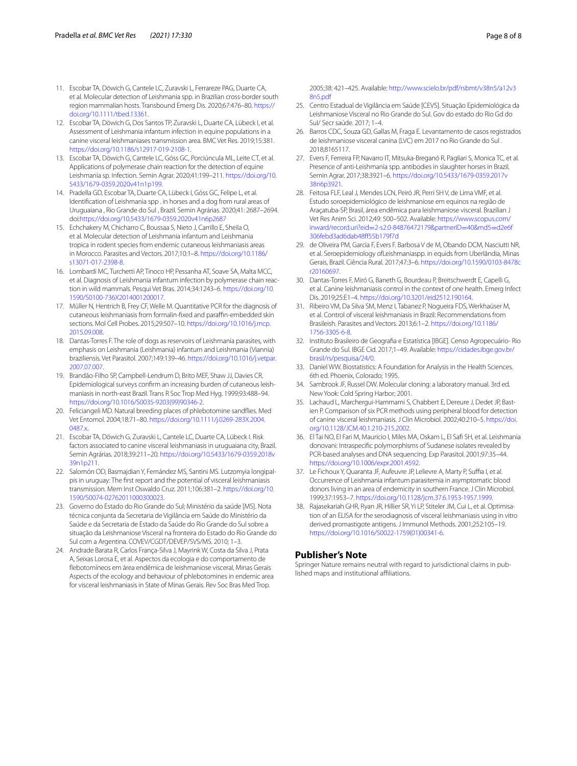11. Escobar TA, Döwich G, Cantele LC, Zuravski L, Ferrareze PAG, Duarte CA, et al. Molecular detection of Leishmania spp. in Brazilian cross-border south region mammalian hosts. Transbound Emerg Dis. 2020;67:476–80. https://doi.org/10.1111/tbed.13361.
12. Escobar TA, Döwich G, Dos Santos TP, Zuravski L, Duarte CA, Lübeck I, et al. Assessment of Leishmania infantum infection in equine populations in a canine visceral leishmaniases transmission area. BMC Vet Res. 2019;15:381. https://doi.org/10.1186/s12917-019-2108-1.
13. Escobar TA, Döwich G, Cantele LC, Góss GC, Porciúncula ML, Leite CT, et al. Applications of polymerase chain reaction for the detection of equine Leishmania sp. Infection. Semin Agrar. 2020;41:199–211. https://doi.org/10.5433/1679-0359.2020v41n1p199.
14. Pradella GD, Escobar TA, Duarte CA, Lübeck I, Góss GC, Felipe L, et al. Identification of Leishmania spp . in horses and a dog from rural areas of Uruguaiana , Rio Grande do Sul , Brazil. Semin Agrárias. 2020;41: 2687–2694. doi:https://doi.org/10.5433/1679-0359.2020v41n6p2687
15. Echchakery M, Chicharro C, Boussaa S, Nieto J, Carrillo E, Sheila O, et al. Molecular detection of Leishmania infantum and Leishmania tropica in rodent species from endemic cutaneous leishmaniasis areas in Morocco. Parasites and Vectors. 2017;10:1–8. https://doi.org/10.1186/s13071-017-2398-8.
16. Lombardi MC, Turchetti AP, Tinoco HP, Pessanha AT, Soave SA, Malta MCC, et al. Diagnosis of Leishmania infantum infection by polymerase chain reaction in wild mammals. Pesqui Vet Bras. 2014;34:1243–6. https://doi.org/10.1590/S0100-736X2014001200017.
17. Müller N, Hentrich B, Frey CF, Welle M. Quantitative PCR for the diagnosis of cutaneous leishmaniasis from formalin-fixed and paraffin-embedded skin sections. Mol Cell Probes. 2015;29:507–10. https://doi.org/10.1016/j.mcp.2015.09.008.
18. Dantas-Torres F. The role of dogs as reservoirs of Leishmania parasites, with emphasis on Leishmania (Leishmania) infantum and Leishmania (Viannia) braziliensis. Vet Parasitol. 2007;149:139–46. https://doi.org/10.1016/j.vetpar.2007.07.007.
19. Brandão-Filho SP, Campbell-Lendrum D, Brito MEF, Shaw JJ, Davies CR. Epidemiological surveys confirm an increasing burden of cutaneous leishmaniasis in north-east Brazil. Trans R Soc Trop Med Hyg. 1999;93:488–94. https://doi.org/10.1016/S0035-9203(99)90346-2.
20. Feliciangeli MD. Natural breeding places of phlebotomine sandflies. Med Vet Entomol. 2004;18:71–80. https://doi.org/10.1111/j.0269-283X.2004.0487.x.
21. Escobar TA, Döwich G, Zuravski L, Cantele LC, Duarte CA, Lübeck I. Risk factors associated to canine visceral leishmaniasis in uruguaiana city, Brazil. Semin Agrárias. 2018;39:211–20. https://doi.org/10.5433/1679-0359.2018v39n1p211.
22. Salomón OD, Basmajdian Y, Fernández MS, Santini MS. Lutzomyia longipalpis in uruguay: The first report and the potential of visceral leishmaniasis transmission. Mem Inst Oswaldo Cruz. 2011;106:381–2. https://doi.org/10.1590/S0074-02762011000300023.
23. Governo do Estado do Rio Grande do Sul; Ministério da saúde [MS]. Nota técnica conjunta da Secretaria de Vigilância em Saúde do Ministério da Saúde e da Secretaria de Estado da Saúde do Rio Grande do Sul sobre a situação da Leishmaniose Visceral na fronteira do Estado do Rio Grande do Sul com a Argentina. COVEV/CGDT/DEVEP/SVS/MS. 2010; 1–3.
24. Andrade Barata R, Carlos França-Silva J, Mayrink W, Costa da Silva J, Prata A, Seixas Lorosa E, et al. Aspectos da ecologia e do comportamento de flebotomíneos em área endêmica de leishmaniose visceral, Minas Gerais Aspects of the ecology and behaviour of phlebotomines in endemic area for visceral leishmaniasis in State of Minas Gerais. Rev Soc Bras Med Trop. 2005;38: 421–425. Available: http://www.scielo.br/pdf/rsbmt/v38n5/a12v38n5.pdf
25. Centro Estadual de Vigilância em Saúde [CEVS]. Situação Epidemiológica da Leishmaniose Visceral no Rio Grande do Sul. Gov do estado do Rio Gd do Sul/ Secr saúde. 2017; 1–4.
26. Barros CDC, Souza GD, Gallas M, Fraga E. Levantamento de casos registrados de leishmaniose visceral canina (LVC) em 2017 no Rio Grande do Sul . 2018;8165117.
27. Evers F, Ferreira FP, Navarro IT, Mitsuka-Breganó R, Pagliari S, Monica TC, et al. Presence of anti-Leishmania spp. antibodies in slaughter horses in Brazil. Semin Agrar. 2017;38:3921–6. https://doi.org/10.5433/1679-0359.2017v38n6p3921.
28. Feitosa FLF, Leal J, Mendes LCN, Peiró JR, Perri SH V, de Lima VMF, et al. Estudo soroepidemiológico de leishmaniose em equinos na região de Araçatuba-SP, Brasil, área endêmica para leishmaniose visceral. Brazilian J Vet Res Anim Sci. 2012;49: 500–502. Available: https://www.scopus.com/inward/record.uri?eid=2-s2.0-84876472179&partnerID=40&md5=d2e6f306febd3ad6dab48ff55b179f7d
29. de Oliveira PM, Garcia F, Evers F. Barbosa V de M, Obando DCM, Nasciutti NR, et al. Seroepidemiology ofLeishmaniaspp. in equids from Uberlândia, Minas Gerais, Brazil. Ciência Rural. 2017;47:3–6. https://doi.org/10.1590/0103-8478cr20160697.
30. Dantas-Torres F, Miró G, Baneth G, Bourdeau P, Breitschwerdt E, Capelli G, et al. Canine leishmaniasis control in the context of one health. Emerg Infect Dis. 2019;25:E1–4. https://doi.org/10.3201/eid2512.190164.
31. Ribeiro VM, Da Silva SM, Menz I, Tabanez P, Nogueira FDS, Werkhaüser M, et al. Control of visceral leishmaniasis in Brazil: Recommendations from Brasileish. Parasites and Vectors. 2013;6:1–2. https://doi.org/10.1186/1756-3305-6-8.
32. Instituto Brasileiro de Geografia e Estatística [IBGE]. Censo Agropecuário- Rio Grande do Sul. IBGE Cid. 2017;1–49. Available: https://cidades.ibge.gov.br/brasil/rs/pesquisa/24/0.
33. Daniel WW. Biostatistics: A Foundation for Analysis in the Health Sciences. 6th ed. Phoenix, Colorado; 1995.
34. Sambrook JF, Russel DW. Molecular cloning: a laboratory manual. 3rd ed. New Yook: Cold Spring Harbor; 2001.
35. Lachaud L, Marchergui-Hammami S, Chabbert E, Dereure J, Dedet JP, Bastien P. Comparison of six PCR methods using peripheral blood for detection of canine visceral leishmaniasis. J Clin Microbiol. 2002;40:210–5. https://doi.org/10.1128/JCM.40.1.210-215.2002.
36. El Tai NO, El Fari M, Mauricio I, Miles MA, Oskam L, El Safi SH, et al. Leishmania donovani: Intraspecific polymorphisms of Sudanese isolates revealed by PCR-based analyses and DNA sequencing. Exp Parasitol. 2001;97:35–44. https://doi.org/10.1006/expr.2001.4592.
37. Le Fichoux Y, Quaranta JF, Aufeuvre JP, Lelievre A, Marty P, Suffia I, et al. Occurrence of Leishmania infantum parasitemia in asymptomatic blood donors living in an area of endemicity in southern France. J Clin Microbiol. 1999;37:1953–7. https://doi.org/10.1128/jcm.37.6.1953-1957.1999.
38. Rajasekariah GHR, Ryan JR, Hillier SR, Yi LP, Stiteler JM, Cui L, et al. Optimisation of an ELISA for the serodiagnosis of visceral leishmaniasis using in vitro derived promastigote antigens. J Immunol Methods. 2001;252:105–19. https://doi.org/10.1016/S0022-1759(01)00341-6.

## Publisher's Note

Springer Nature remains neutral with regard to jurisdictional claims in published maps and institutional affiliations.